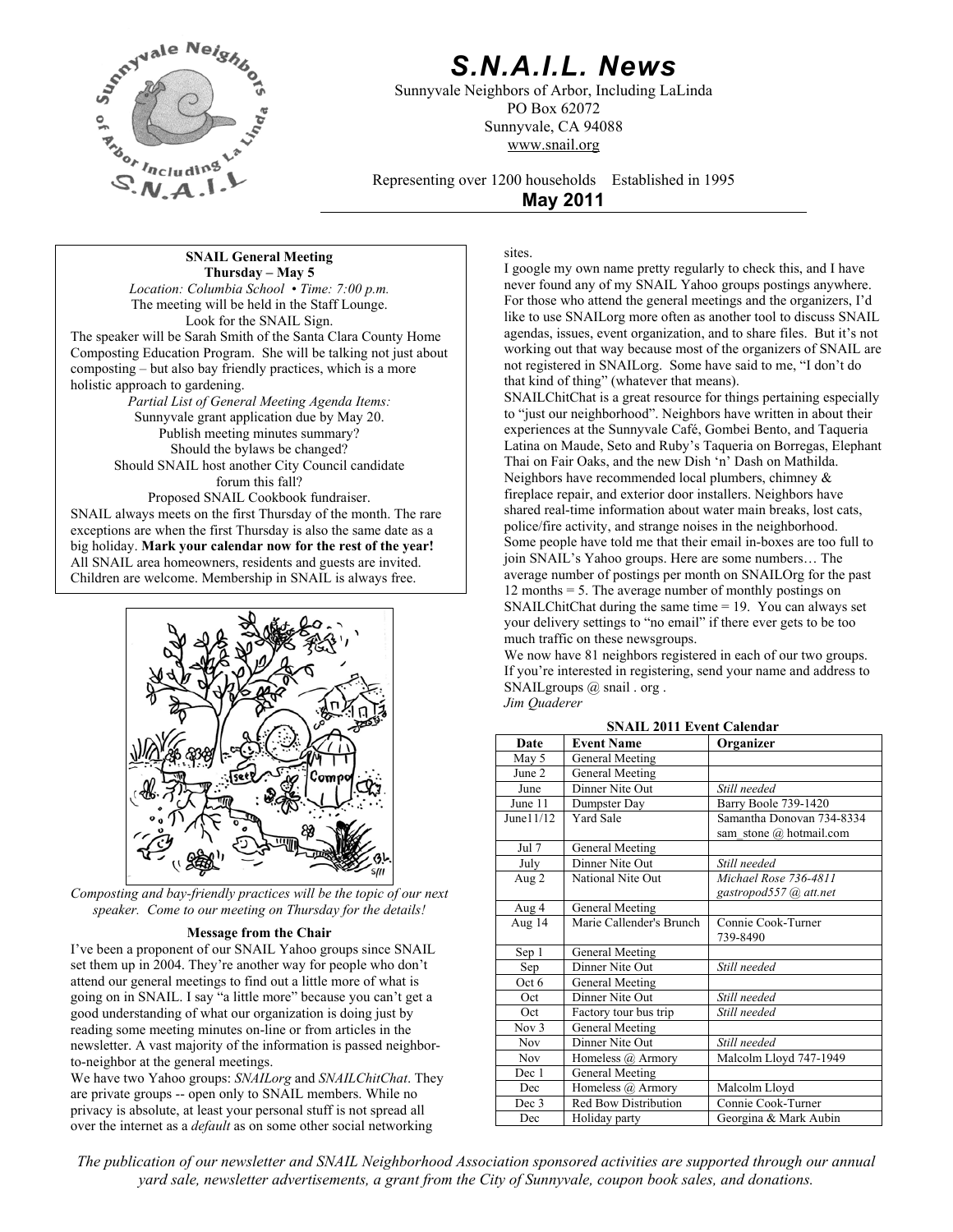# S.N.A.I.L. News

Sunnyvale Neighbors of Arbor, Including LaLinda
PO Box 62072
Sunnyvale, CA 94088
www.snail.org

Representing over 1200 households Established in 1995

**May 2011**

**SNAIL General Meeting**
**Thursday – May 5**
*Location: Columbia School • Time: 7:00 p.m.*
The meeting will be held in the Staff Lounge.
Look for the SNAIL Sign.

The speaker will be Sarah Smith of the Santa Clara County Home Composting Education Program. She will be talking not just about composting – but also bay friendly practices, which is a more holistic approach to gardening.

*Partial List of General Meeting Agenda Items:*
Sunnyvale grant application due by May 20.
Publish meeting minutes summary?
Should the bylaws be changed?
Should SNAIL host another City Council candidate forum this fall?
Proposed SNAIL Cookbook fundraiser.

SNAIL always meets on the first Thursday of the month. The rare exceptions are when the first Thursday is also the same date as a big holiday. **Mark your calendar now for the rest of the year!** All SNAIL area homeowners, residents and guests are invited. Children are welcome. Membership in SNAIL is always free.

*Composting and bay-friendly practices will be the topic of our next speaker. Come to our meeting on Thursday for the details!*

**Message from the Chair**

I've been a proponent of our SNAIL Yahoo groups since SNAIL set them up in 2004. They're another way for people who don't attend our general meetings to find out a little more of what is going on in SNAIL. I say "a little more" because you can't get a good understanding of what our organization is doing just by reading some meeting minutes on-line or from articles in the newsletter. A vast majority of the information is passed neighbor-to-neighbor at the general meetings.

We have two Yahoo groups: *SNAILorg* and *SNAILChitChat*. They are private groups -- open only to SNAIL members. While no privacy is absolute, at least your personal stuff is not spread all over the internet as a *default* as on some other social networking sites.

I google my own name pretty regularly to check this, and I have never found any of my SNAIL Yahoo groups postings anywhere. For those who attend the general meetings and the organizers, I'd like to use SNAILorg more often as another tool to discuss SNAIL agendas, issues, event organization, and to share files. But it's not working out that way because most of the organizers of SNAIL are not registered in SNAILorg. Some have said to me, "I don't do that kind of thing" (whatever that means).

SNAILChitChat is a great resource for things pertaining especially to "just our neighborhood". Neighbors have written in about their experiences at the Sunnyvale Café, Gombei Bento, and Taqueria Latina on Maude, Seto and Ruby's Taqueria on Borregas, Elephant Thai on Fair Oaks, and the new Dish 'n' Dash on Mathilda. Neighbors have recommended local plumbers, chimney & fireplace repair, and exterior door installers. Neighbors have shared real-time information about water main breaks, lost cats, police/fire activity, and strange noises in the neighborhood.

Some people have told me that their email in-boxes are too full to join SNAIL's Yahoo groups. Here are some numbers… The average number of postings per month on SNAILOrg for the past 12 months = 5. The average number of monthly postings on SNAILChitChat during the same time = 19. You can always set your delivery settings to "no email" if there ever gets to be too much traffic on these newsgroups.

We now have 81 neighbors registered in each of our two groups. If you're interested in registering, send your name and address to SNAILgroups @ snail . org .

*Jim Quaderer*

**SNAIL 2011 Event Calendar**

| Date | Event Name | Organizer |
|---|---|---|
| May 5 | General Meeting | |
| June 2 | General Meeting | |
| June | Dinner Nite Out | *Still needed* |
| June 11 | Dumpster Day | Barry Boole 739-1420 |
| June11/12 | Yard Sale | Samantha Donovan 734-8334 sam_stone @ hotmail.com |
| Jul 7 | General Meeting | |
| July | Dinner Nite Out | *Still needed* |
| Aug 2 | National Nite Out | *Michael Rose 736-4811 gastropod557 @ att.net* |
| Aug 4 | General Meeting | |
| Aug 14 | Marie Callender's Brunch | Connie Cook-Turner 739-8490 |
| Sep 1 | General Meeting | |
| Sep | Dinner Nite Out | *Still needed* |
| Oct 6 | General Meeting | |
| Oct | Dinner Nite Out | *Still needed* |
| Oct | Factory tour bus trip | *Still needed* |
| Nov 3 | General Meeting | |
| Nov | Dinner Nite Out | *Still needed* |
| Nov | Homeless @ Armory | Malcolm Lloyd 747-1949 |
| Dec 1 | General Meeting | |
| Dec | Homeless @ Armory | Malcolm Lloyd |
| Dec 3 | Red Bow Distribution | Connie Cook-Turner |
| Dec | Holiday party | Georgina & Mark Aubin |

*The publication of our newsletter and SNAIL Neighborhood Association sponsored activities are supported through our annual yard sale, newsletter advertisements, a grant from the City of Sunnyvale, coupon book sales, and donations.*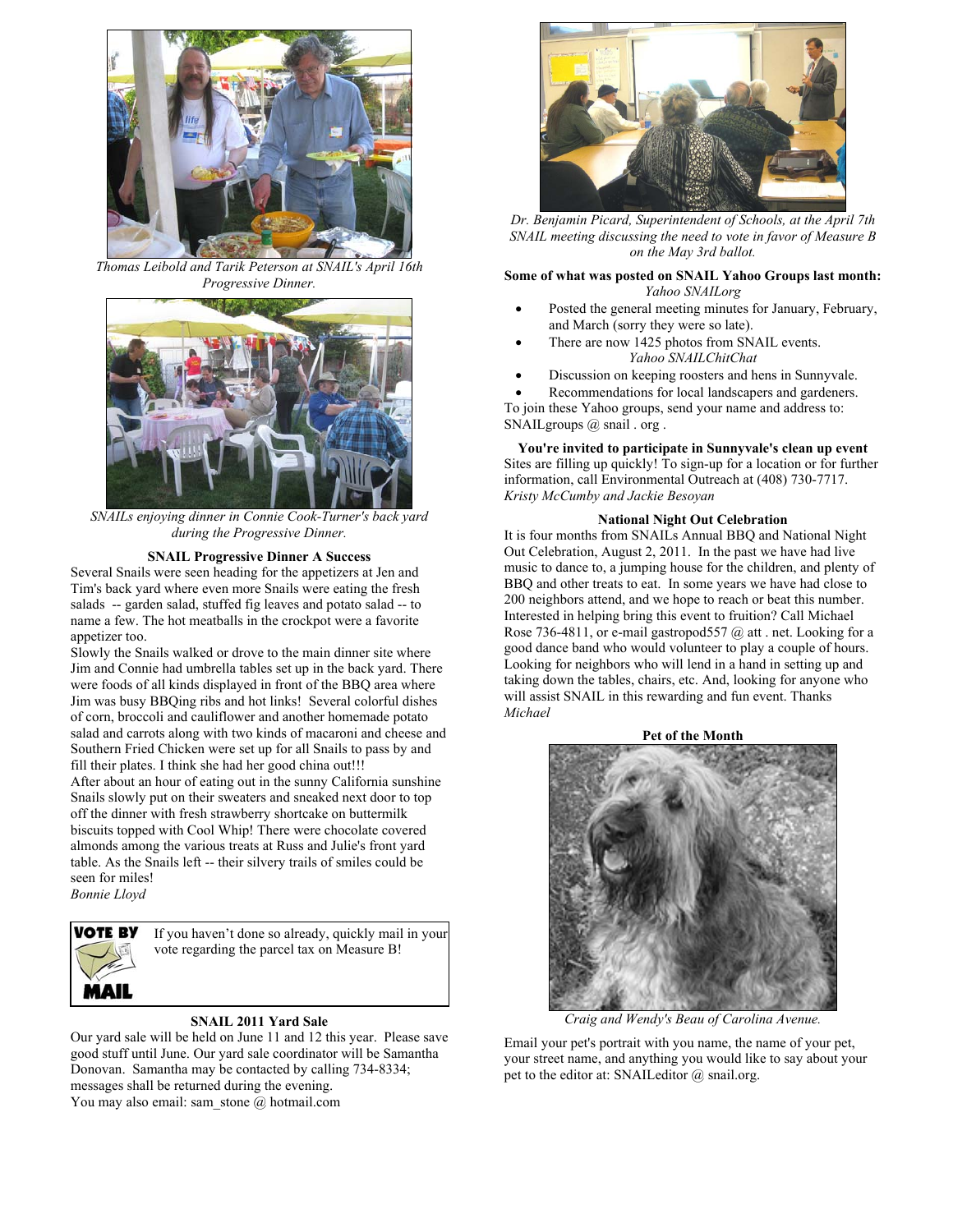*Thomas Leibold and Tarik Peterson at SNAIL's April 16th Progressive Dinner.*

*SNAILs enjoying dinner in Connie Cook-Turner's back yard during the Progressive Dinner.*

**SNAIL Progressive Dinner A Success**

Several Snails were seen heading for the appetizers at Jen and Tim's back yard where even more Snails were eating the fresh salads -- garden salad, stuffed fig leaves and potato salad -- to name a few. The hot meatballs in the crockpot were a favorite appetizer too.

Slowly the Snails walked or drove to the main dinner site where Jim and Connie had umbrella tables set up in the back yard. There were foods of all kinds displayed in front of the BBQ area where Jim was busy BBQing ribs and hot links! Several colorful dishes of corn, broccoli and cauliflower and another homemade potato salad and carrots along with two kinds of macaroni and cheese and Southern Fried Chicken were set up for all Snails to pass by and fill their plates. I think she had her good china out!!!

After about an hour of eating out in the sunny California sunshine Snails slowly put on their sweaters and sneaked next door to top off the dinner with fresh strawberry shortcake on buttermilk biscuits topped with Cool Whip! There were chocolate covered almonds among the various treats at Russ and Julie's front yard table. As the Snails left -- their silvery trails of smiles could be seen for miles!

*Bonnie Lloyd*

**VOTE BY MAIL**

If you haven't done so already, quickly mail in your vote regarding the parcel tax on Measure B!

**SNAIL 2011 Yard Sale**

Our yard sale will be held on June 11 and 12 this year. Please save good stuff until June. Our yard sale coordinator will be Samantha Donovan. Samantha may be contacted by calling 734-8334; messages shall be returned during the evening.

You may also email: sam_stone @ hotmail.com

*Dr. Benjamin Picard, Superintendent of Schools, at the April 7th SNAIL meeting discussing the need to vote in favor of Measure B on the May 3rd ballot.*

**Some of what was posted on SNAIL Yahoo Groups last month:**

*Yahoo SNAILorg*

- Posted the general meeting minutes for January, February, and March (sorry they were so late).
- There are now 1425 photos from SNAIL events.

*Yahoo SNAILChitChat*

- Discussion on keeping roosters and hens in Sunnyvale.
- Recommendations for local landscapers and gardeners.

To join these Yahoo groups, send your name and address to: SNAILgroups @ snail . org .

**You're invited to participate in Sunnyvale's clean up event**

Sites are filling up quickly! To sign-up for a location or for further information, call Environmental Outreach at (408) 730-7717.

*Kristy McCumby and Jackie Besoyan*

**National Night Out Celebration**

It is four months from SNAILs Annual BBQ and National Night Out Celebration, August 2, 2011. In the past we have had live music to dance to, a jumping house for the children, and plenty of BBQ and other treats to eat. In some years we have had close to 200 neighbors attend, and we hope to reach or beat this number. Interested in helping bring this event to fruition? Call Michael Rose 736-4811, or e-mail gastropod557 @ att . net. Looking for a good dance band who would volunteer to play a couple of hours. Looking for neighbors who will lend in a hand in setting up and taking down the tables, chairs, etc. And, looking for anyone who will assist SNAIL in this rewarding and fun event. Thanks

*Michael*

**Pet of the Month**

*Craig and Wendy's Beau of Carolina Avenue.*

Email your pet's portrait with you name, the name of your pet, your street name, and anything you would like to say about your pet to the editor at: SNAILeditor @ snail.org.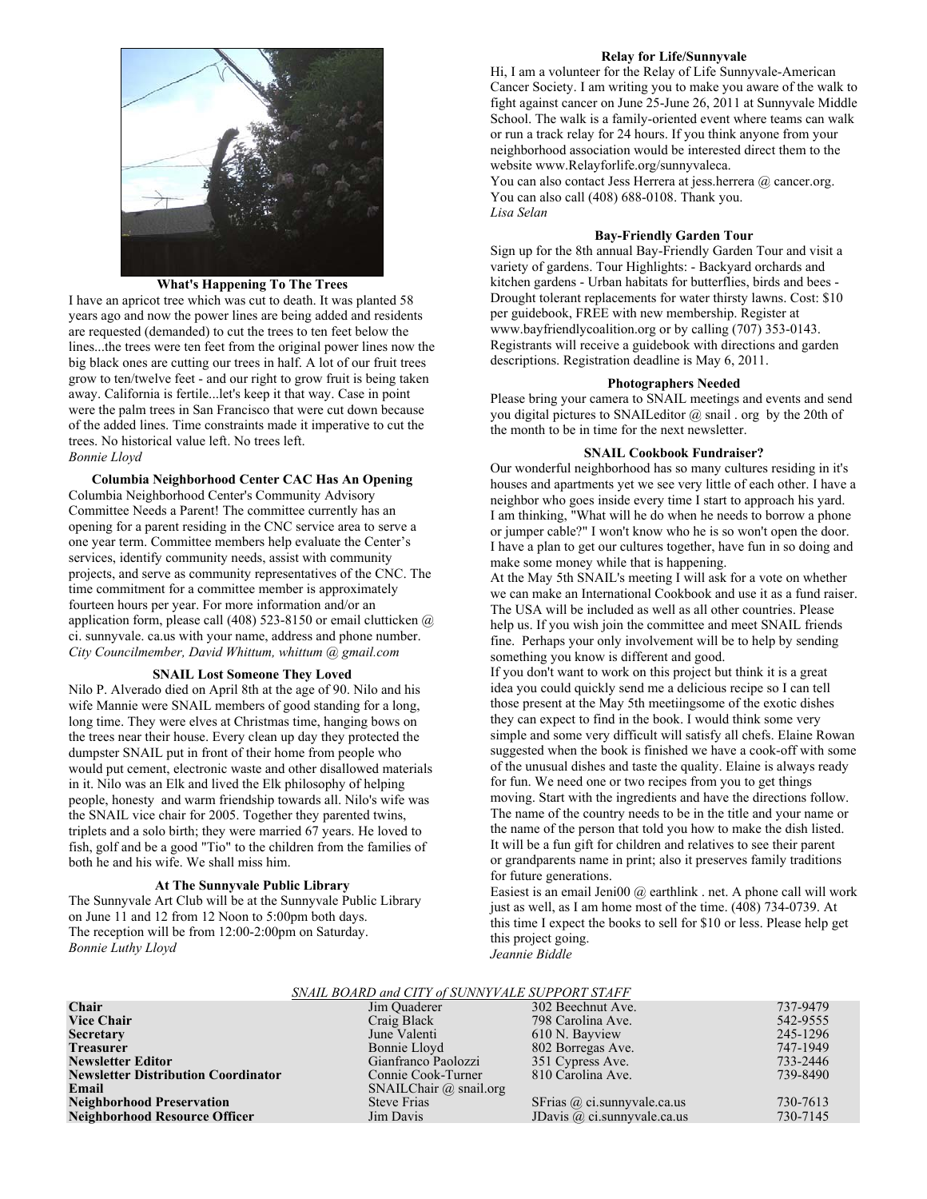### What's Happening To The Trees

I have an apricot tree which was cut to death. It was planted 58 years ago and now the power lines are being added and residents are requested (demanded) to cut the trees to ten feet below the lines...the trees were ten feet from the original power lines now the big black ones are cutting our trees in half. A lot of our fruit trees grow to ten/twelve feet - and our right to grow fruit is being taken away. California is fertile...let's keep it that way. Case in point were the palm trees in San Francisco that were cut down because of the added lines. Time constraints made it imperative to cut the trees. No historical value left. No trees left.

*Bonnie Lloyd*

### Columbia Neighborhood Center CAC Has An Opening

Columbia Neighborhood Center's Community Advisory Committee Needs a Parent! The committee currently has an opening for a parent residing in the CNC service area to serve a one year term. Committee members help evaluate the Center's services, identify community needs, assist with community projects, and serve as community representatives of the CNC. The time commitment for a committee member is approximately fourteen hours per year. For more information and/or an application form, please call (408) 523-8150 or email clutticken @ ci. sunnyvale. ca.us with your name, address and phone number.

*City Councilmember, David Whittum, whittum @ gmail.com*

### SNAIL Lost Someone They Loved

Nilo P. Alverado died on April 8th at the age of 90. Nilo and his wife Mannie were SNAIL members of good standing for a long, long time. They were elves at Christmas time, hanging bows on the trees near their house. Every clean up day they protected the dumpster SNAIL put in front of their home from people who would put cement, electronic waste and other disallowed materials in it. Nilo was an Elk and lived the Elk philosophy of helping people, honesty and warm friendship towards all. Nilo's wife was the SNAIL vice chair for 2005. Together they parented twins, triplets and a solo birth; they were married 67 years. He loved to fish, golf and be a good "Tio" to the children from the families of both he and his wife. We shall miss him.

### At The Sunnyvale Public Library

The Sunnyvale Art Club will be at the Sunnyvale Public Library on June 11 and 12 from 12 Noon to 5:00pm both days. The reception will be from 12:00-2:00pm on Saturday.

*Bonnie Luthy Lloyd*

### Relay for Life/Sunnyvale

Hi, I am a volunteer for the Relay of Life Sunnyvale-American Cancer Society. I am writing you to make you aware of the walk to fight against cancer on June 25-June 26, 2011 at Sunnyvale Middle School. The walk is a family-oriented event where teams can walk or run a track relay for 24 hours. If you think anyone from your neighborhood association would be interested direct them to the website www.Relayforlife.org/sunnyvaleca.

You can also contact Jess Herrera at jess.herrera @ cancer.org. You can also call (408) 688-0108. Thank you.

*Lisa Selan*

### Bay-Friendly Garden Tour

Sign up for the 8th annual Bay-Friendly Garden Tour and visit a variety of gardens. Tour Highlights: - Backyard orchards and kitchen gardens - Urban habitats for butterflies, birds and bees - Drought tolerant replacements for water thirsty lawns. Cost: $10 per guidebook, FREE with new membership. Register at www.bayfriendlycoalition.org or by calling (707) 353-0143. Registrants will receive a guidebook with directions and garden descriptions. Registration deadline is May 6, 2011.

### Photographers Needed

Please bring your camera to SNAIL meetings and events and send you digital pictures to SNAILeditor @ snail . org by the 20th of the month to be in time for the next newsletter.

### SNAIL Cookbook Fundraiser?

Our wonderful neighborhood has so many cultures residing in it's houses and apartments yet we see very little of each other. I have a neighbor who goes inside every time I start to approach his yard. I am thinking, "What will he do when he needs to borrow a phone or jumper cable?" I won't know who he is so won't open the door. I have a plan to get our cultures together, have fun in so doing and make some money while that is happening.

At the May 5th SNAIL's meeting I will ask for a vote on whether we can make an International Cookbook and use it as a fund raiser. The USA will be included as well as all other countries. Please help us. If you wish join the committee and meet SNAIL friends fine. Perhaps your only involvement will be to help by sending something you know is different and good.

If you don't want to work on this project but think it is a great idea you could quickly send me a delicious recipe so I can tell those present at the May 5th meetiingsome of the exotic dishes they can expect to find in the book. I would think some very simple and some very difficult will satisfy all chefs. Elaine Rowan suggested when the book is finished we have a cook-off with some of the unusual dishes and taste the quality. Elaine is always ready for fun. We need one or two recipes from you to get things moving. Start with the ingredients and have the directions follow. The name of the country needs to be in the title and your name or the name of the person that told you how to make the dish listed. It will be a fun gift for children and relatives to see their parent or grandparents name in print; also it preserves family traditions for future generations.

Easiest is an email Jeni00 @ earthlink . net. A phone call will work just as well, as I am home most of the time. (408) 734-0739. At this time I expect the books to sell for $10 or less. Please help get this project going.

*Jeannie Biddle*

*SNAIL BOARD and CITY of SUNNYVALE SUPPORT STAFF*

| | | | |
|---|---|---|---|
| **Chair** | Jim Quaderer | 302 Beechnut Ave. | 737-9479 |
| **Vice Chair** | Craig Black | 798 Carolina Ave. | 542-9555 |
| **Secretary** | June Valenti | 610 N. Bayview | 245-1296 |
| **Treasurer** | Bonnie Lloyd | 802 Borregas Ave. | 747-1949 |
| **Newsletter Editor** | Gianfranco Paolozzi | 351 Cypress Ave. | 733-2446 |
| **Newsletter Distribution Coordinator** | Connie Cook-Turner | 810 Carolina Ave. | 739-8490 |
| **Email** | SNAILChair @ snail.org | | |
| **Neighborhood Preservation** | Steve Frias | SFrias @ ci.sunnyvale.ca.us | 730-7613 |
| **Neighborhood Resource Officer** | Jim Davis | JDavis @ ci.sunnyvale.ca.us | 730-7145 |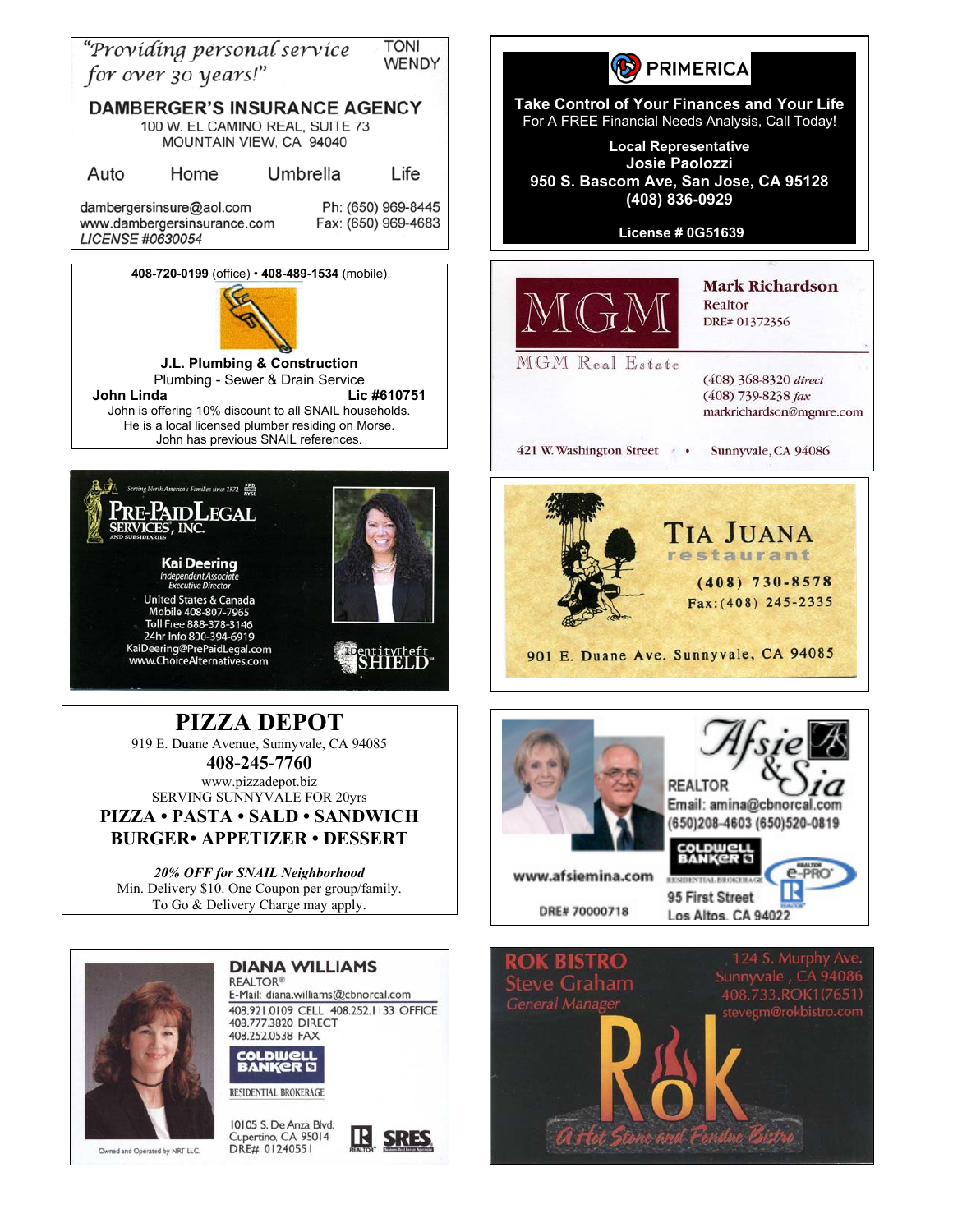*"Providing personal service for over 30 years!"*

TONI
WENDY

**DAMBERGER'S INSURANCE AGENCY**

100 W. EL CAMINO REAL, SUITE 73
MOUNTAIN VIEW, CA 94040

Auto Home Umbrella Life

dambergersinsure@aol.com
www.dambergersinsurance.com
*LICENSE #0630054*

Ph: (650) 969-8445
Fax: (650) 969-4683

---

**408-720-0199** (office) • **408-489-1534** (mobile)

**J.L. Plumbing & Construction**
Plumbing - Sewer & Drain Service
**John Linda** **Lic #610751**
John is offering 10% discount to all SNAIL households.
He is a local licensed plumber residing on Morse.
John has previous SNAIL references.

---

Serving North America's Families since 1972

**PRE-PAID LEGAL SERVICES, INC.**
AND SUBSIDIARIES

**Kai Deering**
Independent Associate
Executive Director
United States & Canada
Mobile 408-807-7965
Toll Free 888-378-3146
24hr Info 800-394-6919
KaiDeering@PrePaidLegal.com
www.ChoiceAlternatives.com

IDentityTheft SHIELD

---

# PIZZA DEPOT

919 E. Duane Avenue, Sunnyvale, CA 94085
**408-245-7760**
www.pizzadepot.biz
SERVING SUNNYVALE FOR 20yrs

**PIZZA • PASTA • SALD • SANDWICH**
**BURGER• APPETIZER • DESSERT**

***20% OFF for SNAIL Neighborhood***
Min. Delivery $10. One Coupon per group/family.
To Go & Delivery Charge may apply.

---

**DIANA WILLIAMS**
REALTOR®
E-Mail: diana.williams@cbnorcal.com
408.921.0109 CELL 408.252.1133 OFFICE
408.777.3820 DIRECT
408.252.0538 FAX

COLDWELL BANKER
RESIDENTIAL BROKERAGE

10105 S. De Anza Blvd.
Cupertino, CA 95014
DRE# 01240551

SRES

Owned and Operated by NRT LLC

---

**PRIMERICA**

**Take Control of Your Finances and Your Life**
For A FREE Financial Needs Analysis, Call Today!

**Local Representative**
**Josie Paolozzi**
**950 S. Bascom Ave, San Jose, CA 95128**
**(408) 836-0929**

**License # 0G51639**

---

MGM

MGM Real Estate

**Mark Richardson**
Realtor
DRE# 01372356

(408) 368-8320 *direct*
(408) 739-8238 *fax*
markrichardson@mgmre.com

421 W. Washington Street • Sunnyvale, CA 94086

---

**TIA JUANA**
restaurant

**(408) 730-8578**
Fax: (408) 245-2335

901 E. Duane Ave. Sunnyvale, CA 94085

---

Afsie & Sia
REALTOR
Email: amina@cbnorcal.com
(650)208-4603 (650)520-0819

COLDWELL BANKER
RESIDENTIAL BROKERAGE

e-PRO

www.afsiemina.com

DRE# 70000718

95 First Street
Los Altos, CA 94022

---

**ROK BISTRO**
Steve Graham
*General Manager*

124 S. Murphy Ave.
Sunnyvale, CA 94086
408.733.ROK1(7651)
stevegm@rokbistro.com

Rok
*A Hot Stone and Fondue Bistro*